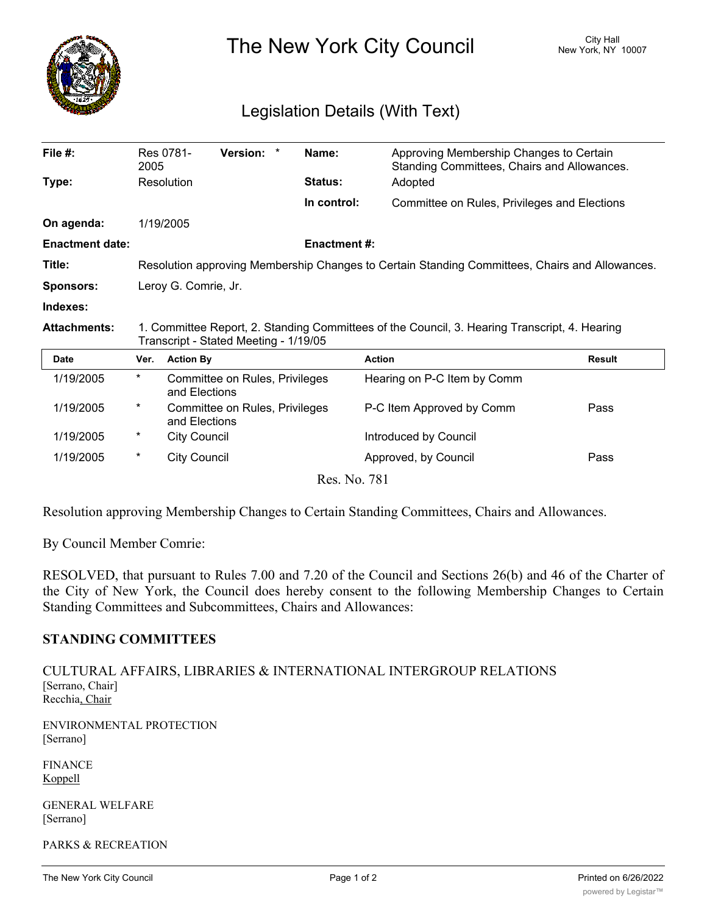# The New York City Council

City Hall
New York, NY 10007

## Legislation Details (With Text)

| | | | |
|---|---|---|---|
| **File #:** | Res 0781-2005 **Version:** * | **Name:** | Approving Membership Changes to Certain Standing Committees, Chairs and Allowances. |
| **Type:** | Resolution | **Status:** | Adopted |
| | | **In control:** | Committee on Rules, Privileges and Elections |
| **On agenda:** | 1/19/2005 | | |
| **Enactment date:** | | **Enactment #:** | |
| **Title:** | Resolution approving Membership Changes to Certain Standing Committees, Chairs and Allowances. | | |
| **Sponsors:** | Leroy G. Comrie, Jr. | | |
| **Indexes:** | | | |
| **Attachments:** | 1. Committee Report, 2. Standing Committees of the Council, 3. Hearing Transcript, 4. Hearing Transcript - Stated Meeting - 1/19/05 | | |

| Date | Ver. | Action By | Action | Result |
|---|---|---|---|---|
| 1/19/2005 | * | Committee on Rules, Privileges and Elections | Hearing on P-C Item by Comm | |
| 1/19/2005 | * | Committee on Rules, Privileges and Elections | P-C Item Approved by Comm | Pass |
| 1/19/2005 | * | City Council | Introduced by Council | |
| 1/19/2005 | * | City Council | Approved, by Council | Pass |

Res. No. 781

Resolution approving Membership Changes to Certain Standing Committees, Chairs and Allowances.

By Council Member Comrie:

RESOLVED, that pursuant to Rules 7.00 and 7.20 of the Council and Sections 26(b) and 46 of the Charter of the City of New York, the Council does hereby consent to the following Membership Changes to Certain Standing Committees and Subcommittees, Chairs and Allowances:

**STANDING COMMITTEES**

CULTURAL AFFAIRS, LIBRARIES & INTERNATIONAL INTERGROUP RELATIONS
[Serrano, Chair]
Recchia, Chair

ENVIRONMENTAL PROTECTION
[Serrano]

FINANCE
Koppell

GENERAL WELFARE
[Serrano]

PARKS & RECREATION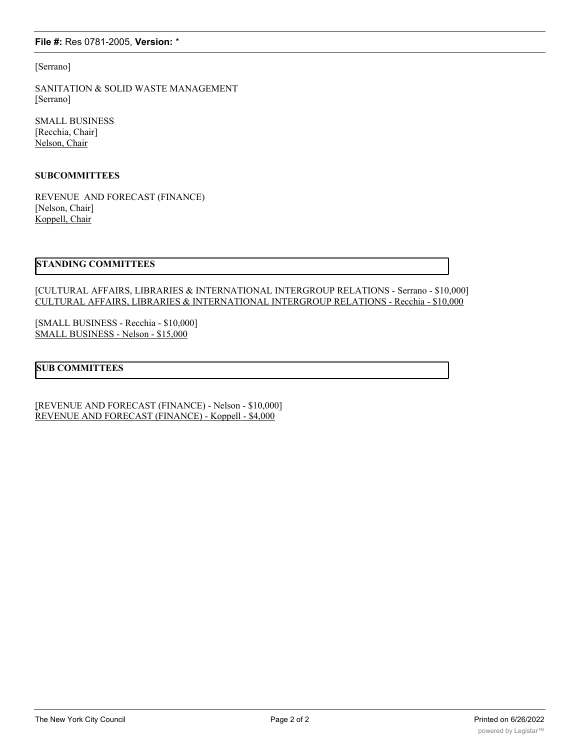[Serrano]

SANITATION & SOLID WASTE MANAGEMENT
[Serrano]

SMALL BUSINESS
[Recchia, Chair]
<u>Nelson, Chair</u>

**SUBCOMMITTEES**

REVENUE AND FORECAST (FINANCE)
[Nelson, Chair]
<u>Koppell, Chair</u>

**STANDING COMMITTEES**

[CULTURAL AFFAIRS, LIBRARIES & INTERNATIONAL INTERGROUP RELATIONS - Serrano - $10,000]
<u>CULTURAL AFFAIRS, LIBRARIES & INTERNATIONAL INTERGROUP RELATIONS - Recchia - $10,000</u>

[SMALL BUSINESS - Recchia - $10,000]
<u>SMALL BUSINESS - Nelson - $15,000</u>

**SUB COMMITTEES**

[REVENUE AND FORECAST (FINANCE) - Nelson - $10,000]
<u>REVENUE AND FORECAST (FINANCE) - Koppell - $4,000</u>